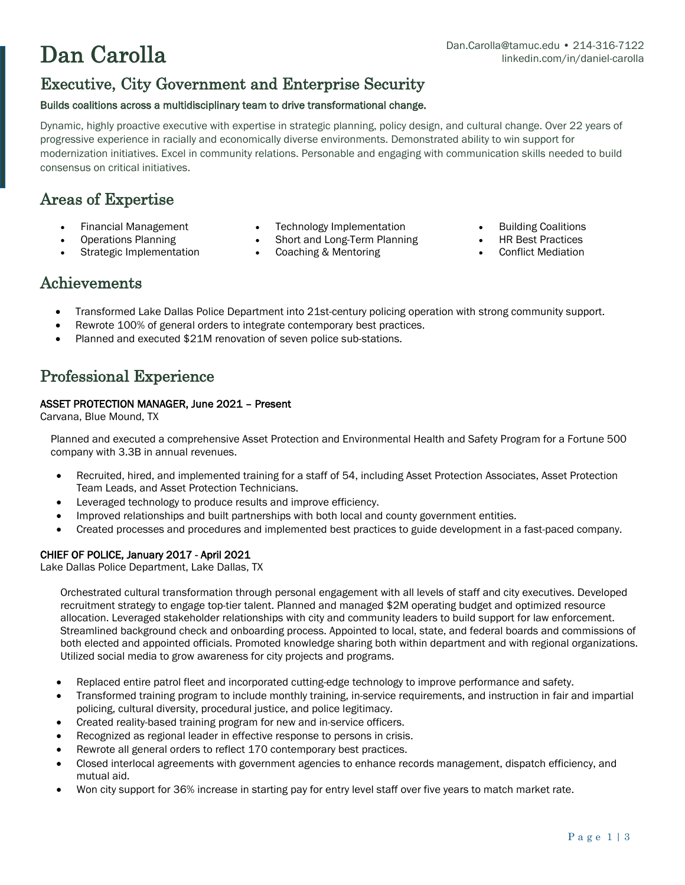# Dan Carolla

Dan.Carolla@tamuc.edu • 214-316-7122
linkedin.com/in/daniel-carolla

## Executive, City Government and Enterprise Security

**Builds coalitions across a multidisciplinary team to drive transformational change.**

Dynamic, highly proactive executive with expertise in strategic planning, policy design, and cultural change. Over 22 years of progressive experience in racially and economically diverse environments. Demonstrated ability to win support for modernization initiatives. Excel in community relations. Personable and engaging with communication skills needed to build consensus on critical initiatives.

## Areas of Expertise

- Financial Management
- Operations Planning
- Strategic Implementation
- Technology Implementation
- Short and Long-Term Planning
- Coaching & Mentoring
- Building Coalitions
- HR Best Practices
- Conflict Mediation

## Achievements

- Transformed Lake Dallas Police Department into 21st-century policing operation with strong community support.
- Rewrote 100% of general orders to integrate contemporary best practices.
- Planned and executed $21M renovation of seven police sub-stations.

## Professional Experience

**ASSET PROTECTION MANAGER, June 2021 – Present**
Carvana, Blue Mound, TX

Planned and executed a comprehensive Asset Protection and Environmental Health and Safety Program for a Fortune 500 company with 3.3B in annual revenues.

- Recruited, hired, and implemented training for a staff of 54, including Asset Protection Associates, Asset Protection Team Leads, and Asset Protection Technicians.
- Leveraged technology to produce results and improve efficiency.
- Improved relationships and built partnerships with both local and county government entities.
- Created processes and procedures and implemented best practices to guide development in a fast-paced company.

**CHIEF OF POLICE, January 2017 - April 2021**
Lake Dallas Police Department, Lake Dallas, TX

Orchestrated cultural transformation through personal engagement with all levels of staff and city executives. Developed recruitment strategy to engage top-tier talent. Planned and managed $2M operating budget and optimized resource allocation. Leveraged stakeholder relationships with city and community leaders to build support for law enforcement. Streamlined background check and onboarding process. Appointed to local, state, and federal boards and commissions of both elected and appointed officials. Promoted knowledge sharing both within department and with regional organizations. Utilized social media to grow awareness for city projects and programs.

- Replaced entire patrol fleet and incorporated cutting-edge technology to improve performance and safety.
- Transformed training program to include monthly training, in-service requirements, and instruction in fair and impartial policing, cultural diversity, procedural justice, and police legitimacy.
- Created reality-based training program for new and in-service officers.
- Recognized as regional leader in effective response to persons in crisis.
- Rewrote all general orders to reflect 170 contemporary best practices.
- Closed interlocal agreements with government agencies to enhance records management, dispatch efficiency, and mutual aid.
- Won city support for 36% increase in starting pay for entry level staff over five years to match market rate.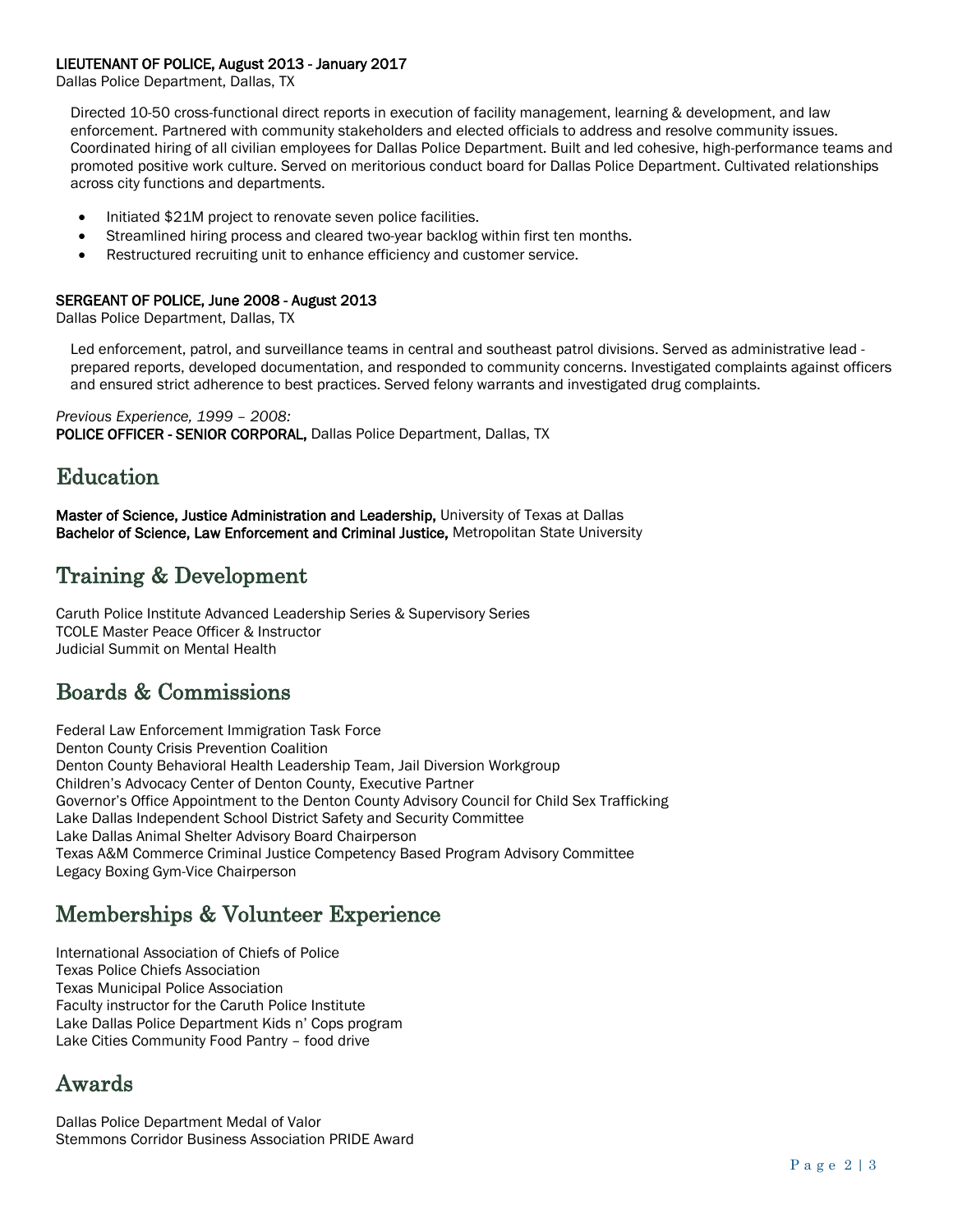**LIEUTENANT OF POLICE, August 2013 - January 2017**
Dallas Police Department, Dallas, TX

Directed 10-50 cross-functional direct reports in execution of facility management, learning & development, and law enforcement. Partnered with community stakeholders and elected officials to address and resolve community issues. Coordinated hiring of all civilian employees for Dallas Police Department. Built and led cohesive, high-performance teams and promoted positive work culture. Served on meritorious conduct board for Dallas Police Department. Cultivated relationships across city functions and departments.

- Initiated $21M project to renovate seven police facilities.
- Streamlined hiring process and cleared two-year backlog within first ten months.
- Restructured recruiting unit to enhance efficiency and customer service.

**SERGEANT OF POLICE, June 2008 - August 2013**
Dallas Police Department, Dallas, TX

Led enforcement, patrol, and surveillance teams in central and southeast patrol divisions. Served as administrative lead - prepared reports, developed documentation, and responded to community concerns. Investigated complaints against officers and ensured strict adherence to best practices. Served felony warrants and investigated drug complaints.

*Previous Experience, 1999 – 2008:*
**POLICE OFFICER - SENIOR CORPORAL,** Dallas Police Department, Dallas, TX

## Education

**Master of Science, Justice Administration and Leadership,** University of Texas at Dallas
**Bachelor of Science, Law Enforcement and Criminal Justice,** Metropolitan State University

## Training & Development

Caruth Police Institute Advanced Leadership Series & Supervisory Series
TCOLE Master Peace Officer & Instructor
Judicial Summit on Mental Health

## Boards & Commissions

Federal Law Enforcement Immigration Task Force
Denton County Crisis Prevention Coalition
Denton County Behavioral Health Leadership Team, Jail Diversion Workgroup
Children's Advocacy Center of Denton County, Executive Partner
Governor's Office Appointment to the Denton County Advisory Council for Child Sex Trafficking
Lake Dallas Independent School District Safety and Security Committee
Lake Dallas Animal Shelter Advisory Board Chairperson
Texas A&M Commerce Criminal Justice Competency Based Program Advisory Committee
Legacy Boxing Gym-Vice Chairperson

## Memberships & Volunteer Experience

International Association of Chiefs of Police
Texas Police Chiefs Association
Texas Municipal Police Association
Faculty instructor for the Caruth Police Institute
Lake Dallas Police Department Kids n' Cops program
Lake Cities Community Food Pantry – food drive

## Awards

Dallas Police Department Medal of Valor
Stemmons Corridor Business Association PRIDE Award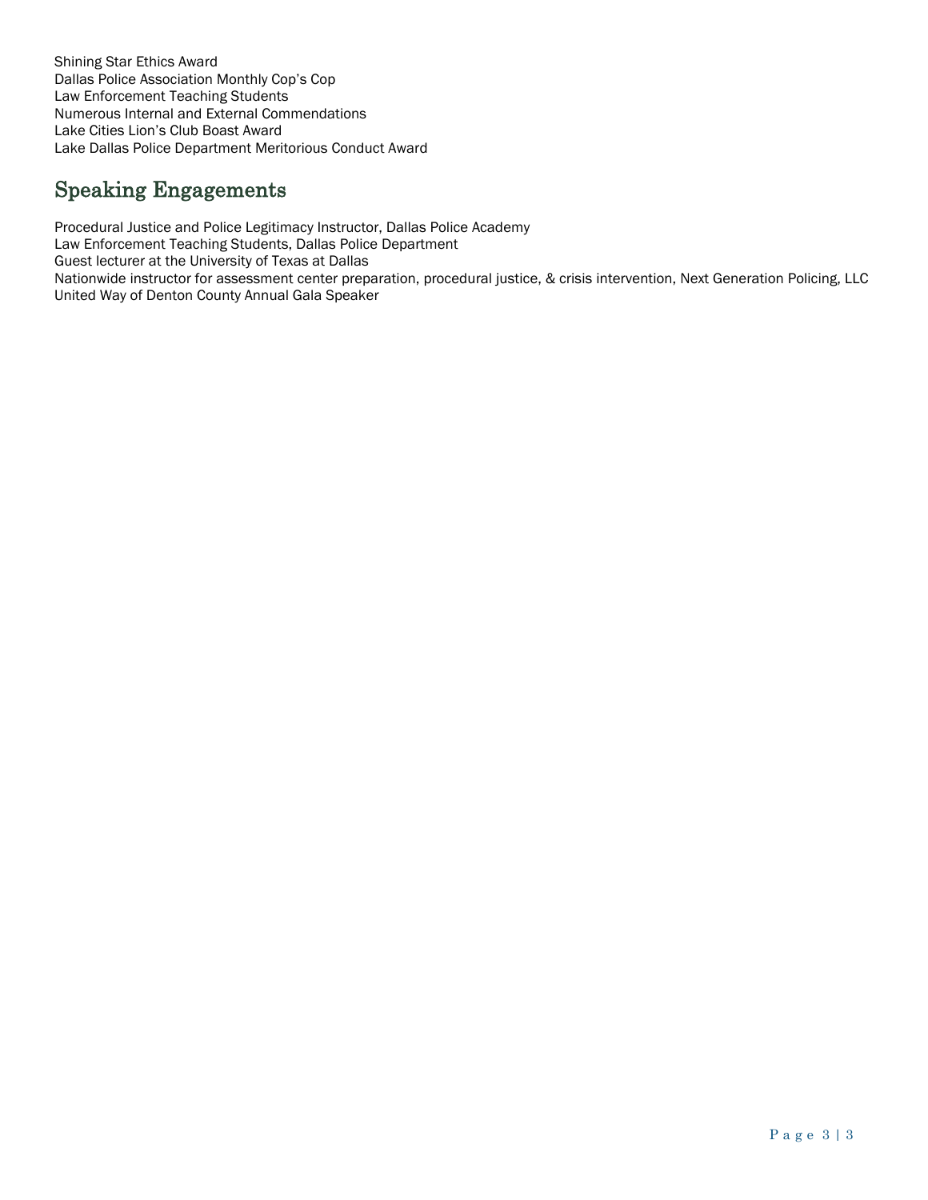Shining Star Ethics Award
Dallas Police Association Monthly Cop's Cop
Law Enforcement Teaching Students
Numerous Internal and External Commendations
Lake Cities Lion's Club Boast Award
Lake Dallas Police Department Meritorious Conduct Award

## Speaking Engagements

Procedural Justice and Police Legitimacy Instructor, Dallas Police Academy
Law Enforcement Teaching Students, Dallas Police Department
Guest lecturer at the University of Texas at Dallas
Nationwide instructor for assessment center preparation, procedural justice, & crisis intervention, Next Generation Policing, LLC
United Way of Denton County Annual Gala Speaker